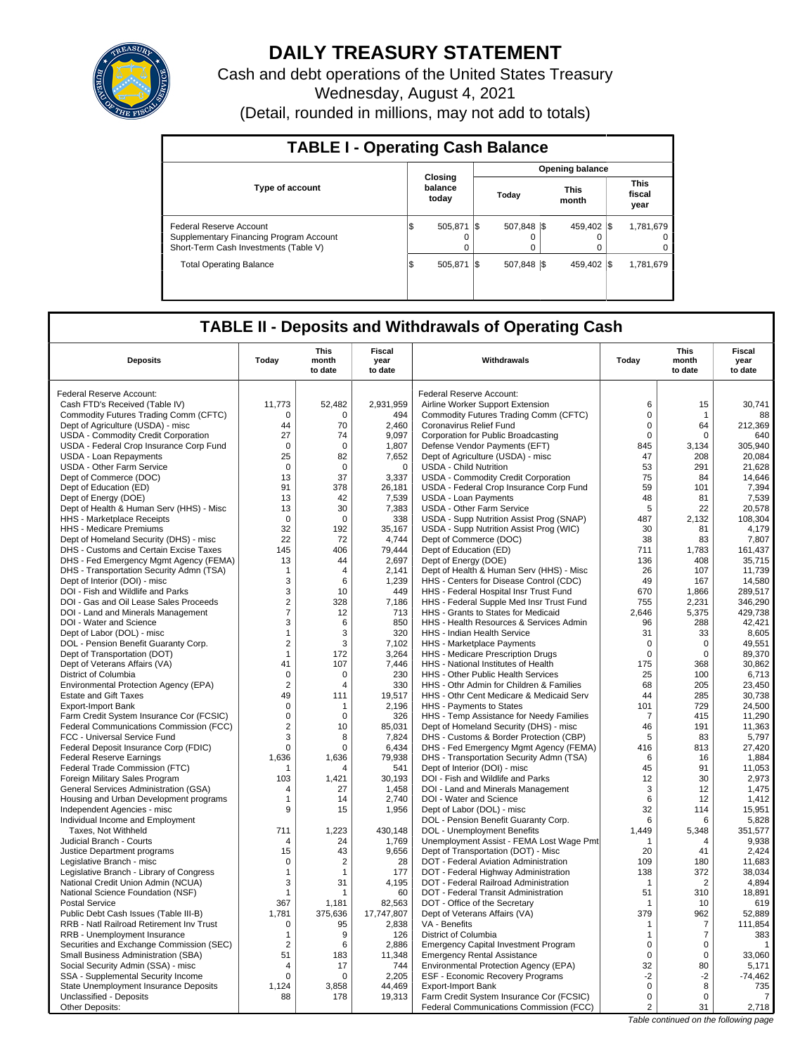# DAILY TREASURY STATEMENT

Cash and debt operations of the United States Treasury

Wednesday, August 4, 2021

(Detail, rounded in millions, may not add to totals)

## TABLE I - Operating Cash Balance

| Type of account | Closing balance today | Opening balance Today | Opening balance This month | Opening balance This fiscal year |
|---|---|---|---|---|
| Federal Reserve Account | $ 505,871 | $ 507,848 | $ 459,402 | $ 1,781,679 |
| Supplementary Financing Program Account | 0 | 0 | 0 | 0 |
| Short-Term Cash Investments (Table V) | 0 | 0 | 0 | 0 |
| Total Operating Balance | $ 505,871 | $ 507,848 | $ 459,402 | $ 1,781,679 |

## TABLE II - Deposits and Withdrawals of Operating Cash

| Deposits | Today | This month to date | Fiscal year to date | Withdrawals | Today | This month to date | Fiscal year to date |
|---|---|---|---|---|---|---|---|
| Federal Reserve Account: | | | | Federal Reserve Account: | | | |
| Cash FTD's Received (Table IV) | 11,773 | 52,482 | 2,931,959 | Airline Worker Support Extension | 6 | 15 | 30,741 |
| Commodity Futures Trading Comm (CFTC) | 0 | 0 | 494 | Commodity Futures Trading Comm (CFTC) | 0 | 1 | 88 |
| Dept of Agriculture (USDA) - misc | 44 | 70 | 2,460 | Coronavirus Relief Fund | 0 | 64 | 212,369 |
| USDA - Commodity Credit Corporation | 27 | 74 | 9,097 | Corporation for Public Broadcasting | 0 | 0 | 640 |
| USDA - Federal Crop Insurance Corp Fund | 0 | 0 | 1,807 | Defense Vendor Payments (EFT) | 845 | 3,134 | 305,940 |
| USDA - Loan Repayments | 25 | 82 | 7,652 | Dept of Agriculture (USDA) - misc | 47 | 208 | 20,084 |
| USDA - Other Farm Service | 0 | 0 | 0 | USDA - Child Nutrition | 53 | 291 | 21,628 |
| Dept of Commerce (DOC) | 13 | 37 | 3,337 | USDA - Commodity Credit Corporation | 75 | 84 | 14,646 |
| Dept of Education (ED) | 91 | 378 | 26,181 | USDA - Federal Crop Insurance Corp Fund | 59 | 101 | 7,394 |
| Dept of Energy (DOE) | 13 | 42 | 7,539 | USDA - Loan Payments | 48 | 81 | 7,539 |
| Dept of Health & Human Serv (HHS) - Misc | 13 | 30 | 7,383 | USDA - Other Farm Service | 5 | 22 | 20,578 |
| HHS - Marketplace Receipts | 0 | 0 | 338 | USDA - Supp Nutrition Assist Prog (SNAP) | 487 | 2,132 | 108,304 |
| HHS - Medicare Premiums | 32 | 192 | 35,167 | USDA - Supp Nutrition Assist Prog (WIC) | 30 | 81 | 4,179 |
| Dept of Homeland Security (DHS) - misc | 22 | 72 | 4,744 | Dept of Commerce (DOC) | 38 | 83 | 7,807 |
| DHS - Customs and Certain Excise Taxes | 145 | 406 | 79,444 | Dept of Education (ED) | 711 | 1,783 | 161,437 |
| DHS - Fed Emergency Mgmt Agency (FEMA) | 13 | 44 | 2,697 | Dept of Energy (DOE) | 136 | 408 | 35,715 |
| DHS - Transportation Security Admn (TSA) | 1 | 4 | 2,141 | Dept of Health & Human Serv (HHS) - Misc | 26 | 107 | 11,739 |
| Dept of Interior (DOI) - misc | 3 | 6 | 1,239 | HHS - Centers for Disease Control (CDC) | 49 | 167 | 14,580 |
| DOI - Fish and Wildlife and Parks | 3 | 10 | 449 | HHS - Federal Hospital Insr Trust Fund | 670 | 1,866 | 289,517 |
| DOI - Gas and Oil Lease Sales Proceeds | 2 | 328 | 7,186 | HHS - Federal Supple Med Insr Trust Fund | 755 | 2,231 | 346,290 |
| DOI - Land and Minerals Management | 7 | 12 | 713 | HHS - Grants to States for Medicaid | 2,646 | 5,375 | 429,738 |
| DOI - Water and Science | 3 | 6 | 850 | HHS - Health Resources & Services Admin | 96 | 288 | 42,421 |
| Dept of Labor (DOL) - misc | 1 | 3 | 320 | HHS - Indian Health Service | 31 | 33 | 8,605 |
| DOL - Pension Benefit Guaranty Corp. | 2 | 3 | 7,102 | HHS - Marketplace Payments | 0 | 0 | 49,551 |
| Dept of Transportation (DOT) | 1 | 172 | 3,264 | HHS - Medicare Prescription Drugs | 0 | 0 | 89,370 |
| Dept of Veterans Affairs (VA) | 41 | 107 | 7,446 | HHS - National Institutes of Health | 175 | 368 | 30,862 |
| District of Columbia | 0 | 0 | 230 | HHS - Other Public Health Services | 25 | 100 | 6,713 |
| Environmental Protection Agency (EPA) | 2 | 4 | 330 | HHS - Othr Admin for Children & Families | 68 | 205 | 23,450 |
| Estate and Gift Taxes | 49 | 111 | 19,517 | HHS - Othr Cent Medicare & Medicaid Serv | 44 | 285 | 30,738 |
| Export-Import Bank | 0 | 1 | 2,196 | HHS - Payments to States | 101 | 729 | 24,500 |
| Farm Credit System Insurance Cor (FCSIC) | 0 | 0 | 326 | HHS - Temp Assistance for Needy Families | 7 | 415 | 11,290 |
| Federal Communications Commission (FCC) | 2 | 10 | 85,031 | Dept of Homeland Security (DHS) - misc | 46 | 191 | 11,363 |
| FCC - Universal Service Fund | 3 | 8 | 7,824 | DHS - Customs & Border Protection (CBP) | 5 | 83 | 5,797 |
| Federal Deposit Insurance Corp (FDIC) | 0 | 0 | 6,434 | DHS - Fed Emergency Mgmt Agency (FEMA) | 416 | 813 | 27,420 |
| Federal Reserve Earnings | 1,636 | 1,636 | 79,938 | DHS - Transportation Security Admn (TSA) | 6 | 16 | 1,884 |
| Federal Trade Commission (FTC) | 1 | 4 | 541 | Dept of Interior (DOI) - misc | 45 | 91 | 11,053 |
| Foreign Military Sales Program | 103 | 1,421 | 30,193 | DOI - Fish and Wildlife and Parks | 12 | 30 | 2,973 |
| General Services Administration (GSA) | 4 | 27 | 1,458 | DOI - Land and Minerals Management | 3 | 12 | 1,475 |
| Housing and Urban Development programs | 1 | 14 | 2,740 | DOI - Water and Science | 6 | 12 | 1,412 |
| Independent Agencies - misc | 9 | 15 | 1,956 | Dept of Labor (DOL) - misc | 32 | 114 | 15,951 |
| Individual Income and Employment | | | | DOL - Pension Benefit Guaranty Corp. | 6 | 6 | 5,828 |
| Taxes, Not Withheld | 711 | 1,223 | 430,148 | DOL - Unemployment Benefits | 1,449 | 5,348 | 351,577 |
| Judicial Branch - Courts | 4 | 24 | 1,769 | Unemployment Assist - FEMA Lost Wage Pmt | 1 | 4 | 9,938 |
| Justice Department programs | 15 | 43 | 9,656 | Dept of Transportation (DOT) - Misc | 20 | 41 | 2,424 |
| Legislative Branch - misc | 0 | 2 | 28 | DOT - Federal Aviation Administration | 109 | 180 | 11,683 |
| Legislative Branch - Library of Congress | 1 | 1 | 177 | DOT - Federal Highway Administration | 138 | 372 | 38,034 |
| National Credit Union Admin (NCUA) | 3 | 31 | 4,195 | DOT - Federal Railroad Administration | 1 | 2 | 4,894 |
| National Science Foundation (NSF) | 1 | 1 | 60 | DOT - Federal Transit Administration | 51 | 310 | 18,891 |
| Postal Service | 367 | 1,181 | 82,563 | DOT - Office of the Secretary | 1 | 10 | 619 |
| Public Debt Cash Issues (Table III-B) | 1,781 | 375,636 | 17,747,807 | Dept of Veterans Affairs (VA) | 379 | 962 | 52,889 |
| RRB - Natl Railroad Retirement Inv Trust | 0 | 95 | 2,838 | VA - Benefits | 1 | 7 | 111,854 |
| RRB - Unemployment Insurance | 1 | 9 | 126 | District of Columbia | 1 | 7 | 383 |
| Securities and Exchange Commission (SEC) | 2 | 6 | 2,886 | Emergency Capital Investment Program | 0 | 0 | 1 |
| Small Business Administration (SBA) | 51 | 183 | 11,348 | Emergency Rental Assistance | 0 | 0 | 33,060 |
| Social Security Admin (SSA) - misc | 4 | 17 | 744 | Environmental Protection Agency (EPA) | 32 | 80 | 5,171 |
| SSA - Supplemental Security Income | 0 | 0 | 2,205 | ESF - Economic Recovery Programs | -2 | -2 | -74,462 |
| State Unemployment Insurance Deposits | 1,124 | 3,858 | 44,469 | Export-Import Bank | 0 | 8 | 735 |
| Unclassified - Deposits | 88 | 178 | 19,313 | Farm Credit System Insurance Cor (FCSIC) | 0 | 0 | 7 |
| Other Deposits: | | | | Federal Communications Commission (FCC) | 2 | 31 | 2,718 |

*Table continued on the following page*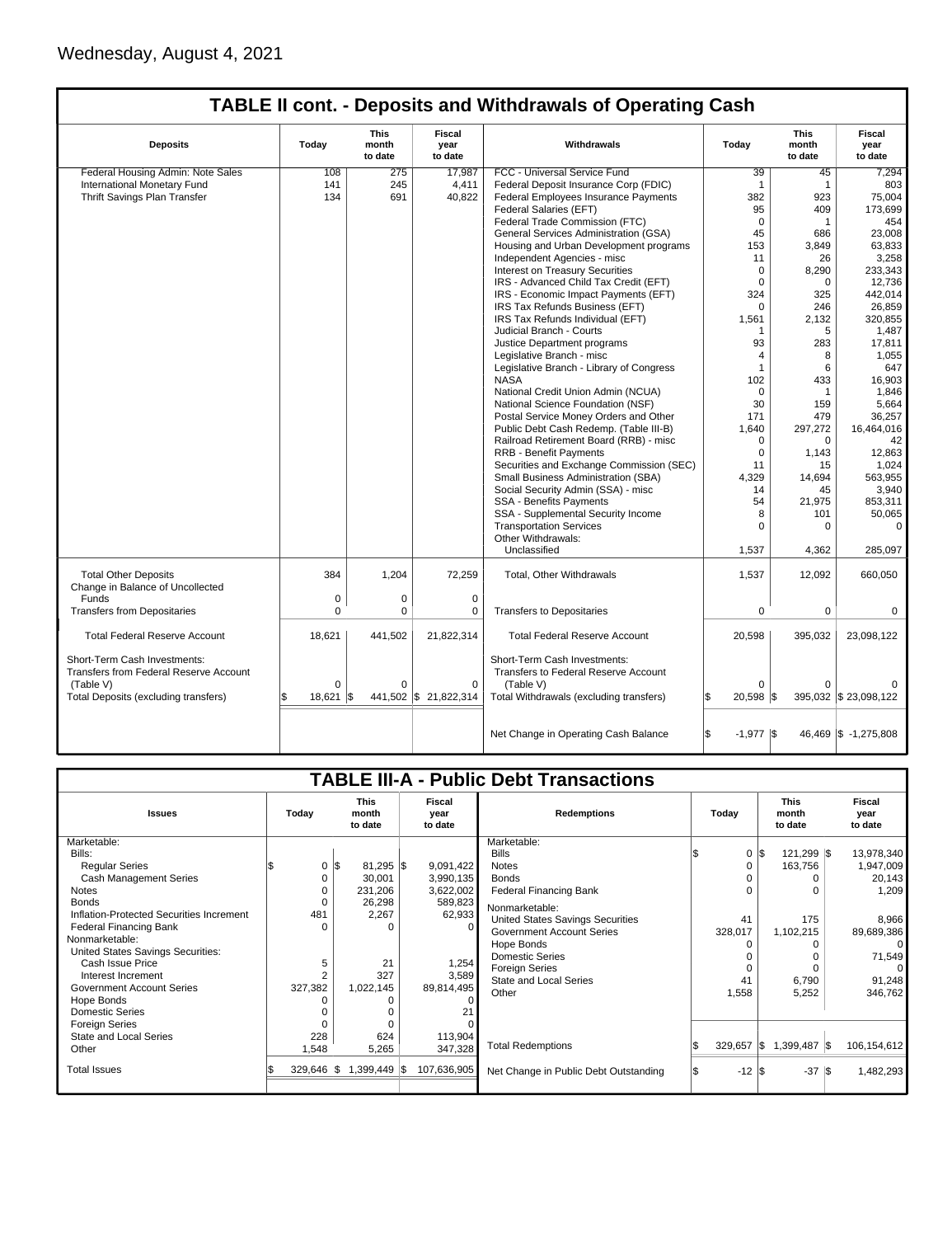Wednesday, August 4, 2021

## TABLE II cont. - Deposits and Withdrawals of Operating Cash

| Deposits | Today | This month to date | Fiscal year to date | Withdrawals | Today | This month to date | Fiscal year to date |
|---|---|---|---|---|---|---|---|
| Federal Housing Admin: Note Sales | 108 | 275 | 17,987 | FCC - Universal Service Fund | 39 | 45 | 7,294 |
| International Monetary Fund | 141 | 245 | 4,411 | Federal Deposit Insurance Corp (FDIC) | 1 | 1 | 803 |
| Thrift Savings Plan Transfer | 134 | 691 | 40,822 | Federal Employees Insurance Payments | 382 | 923 | 75,004 |
| | | | | Federal Salaries (EFT) | 95 | 409 | 173,699 |
| | | | | Federal Trade Commission (FTC) | 0 | 1 | 454 |
| | | | | General Services Administration (GSA) | 45 | 686 | 23,008 |
| | | | | Housing and Urban Development programs | 153 | 3,849 | 63,833 |
| | | | | Independent Agencies - misc | 11 | 26 | 3,258 |
| | | | | Interest on Treasury Securities | 0 | 8,290 | 233,343 |
| | | | | IRS - Advanced Child Tax Credit (EFT) | 0 | 0 | 12,736 |
| | | | | IRS - Economic Impact Payments (EFT) | 324 | 325 | 442,014 |
| | | | | IRS Tax Refunds Business (EFT) | 0 | 246 | 26,859 |
| | | | | IRS Tax Refunds Individual (EFT) | 1,561 | 2,132 | 320,855 |
| | | | | Judicial Branch - Courts | 1 | 5 | 1,487 |
| | | | | Justice Department programs | 93 | 283 | 17,811 |
| | | | | Legislative Branch - misc | 4 | 8 | 1,055 |
| | | | | Legislative Branch - Library of Congress | 1 | 6 | 647 |
| | | | | NASA | 102 | 433 | 16,903 |
| | | | | National Credit Union Admin (NCUA) | 0 | 1 | 1,846 |
| | | | | National Science Foundation (NSF) | 30 | 159 | 5,664 |
| | | | | Postal Service Money Orders and Other | 171 | 479 | 36,257 |
| | | | | Public Debt Cash Redemp. (Table III-B) | 1,640 | 297,272 | 16,464,016 |
| | | | | Railroad Retirement Board (RRB) - misc | 0 | 0 | 42 |
| | | | | RRB - Benefit Payments | 0 | 1,143 | 12,863 |
| | | | | Securities and Exchange Commission (SEC) | 11 | 15 | 1,024 |
| | | | | Small Business Administration (SBA) | 4,329 | 14,694 | 563,955 |
| | | | | Social Security Admin (SSA) - misc | 14 | 45 | 3,940 |
| | | | | SSA - Benefits Payments | 54 | 21,975 | 853,311 |
| | | | | SSA - Supplemental Security Income | 8 | 101 | 50,065 |
| | | | | Transportation Services | 0 | 0 | 0 |
| | | | | Other Withdrawals: | | | |
| | | | | Unclassified | 1,537 | 4,362 | 285,097 |
| Total Other Deposits | 384 | 1,204 | 72,259 | Total, Other Withdrawals | 1,537 | 12,092 | 660,050 |
| Change in Balance of Uncollected Funds | 0 | 0 | 0 | | | | |
| Transfers from Depositaries | 0 | 0 | 0 | Transfers to Depositaries | 0 | 0 | 0 |
| Total Federal Reserve Account | 18,621 | 441,502 | 21,822,314 | Total Federal Reserve Account | 20,598 | 395,032 | 23,098,122 |
| Short-Term Cash Investments: Transfers from Federal Reserve Account (Table V) | 0 | 0 | 0 | Short-Term Cash Investments: Transfers to Federal Reserve Account (Table V) | 0 | 0 | 0 |
| Total Deposits (excluding transfers) | $ 18,621 | $ 441,502 | $ 21,822,314 | Total Withdrawals (excluding transfers) | $ 20,598 | $ 395,032 | $ 23,098,122 |
| | | | | Net Change in Operating Cash Balance | $ -1,977 | $ 46,469 | $ -1,275,808 |

## TABLE III-A - Public Debt Transactions

| Issues | Today | This month to date | Fiscal year to date | Redemptions | Today | This month to date | Fiscal year to date |
|---|---|---|---|---|---|---|---|
| Marketable: | | | | Marketable: | | | |
| Bills: | | | | Bills | $ 0 | $ 121,299 | $ 13,978,340 |
| Regular Series | $ 0 | $ 81,295 | $ 9,091,422 | Notes | 0 | 163,756 | 1,947,009 |
| Cash Management Series | 0 | 30,001 | 3,990,135 | Bonds | 0 | 0 | 20,143 |
| Notes | 0 | 231,206 | 3,622,002 | Federal Financing Bank | 0 | 0 | 1,209 |
| Bonds | 0 | 26,298 | 589,823 | Nonmarketable: | | | |
| Inflation-Protected Securities Increment | 481 | 2,267 | 62,933 | United States Savings Securities | 41 | 175 | 8,966 |
| Federal Financing Bank | 0 | 0 | 0 | Government Account Series | 328,017 | 1,102,215 | 89,689,386 |
| Nonmarketable: | | | | Hope Bonds | 0 | 0 | 0 |
| United States Savings Securities: | | | | Domestic Series | 0 | 0 | 71,549 |
| Cash Issue Price | 5 | 21 | 1,254 | Foreign Series | 0 | 0 | 0 |
| Interest Increment | 2 | 327 | 3,589 | State and Local Series | 41 | 6,790 | 91,248 |
| Government Account Series | 327,382 | 1,022,145 | 89,814,495 | Other | 1,558 | 5,252 | 346,762 |
| Hope Bonds | 0 | 0 | 0 | | | | |
| Domestic Series | 0 | 0 | 21 | | | | |
| Foreign Series | 0 | 0 | 0 | | | | |
| State and Local Series | 228 | 624 | 113,904 | | | | |
| Other | 1,548 | 5,265 | 347,328 | Total Redemptions | $ 329,657 | $ 1,399,487 | $ 106,154,612 |
| Total Issues | $ 329,646 | $ 1,399,449 | $ 107,636,905 | Net Change in Public Debt Outstanding | $ -12 | $ -37 | $ 1,482,293 |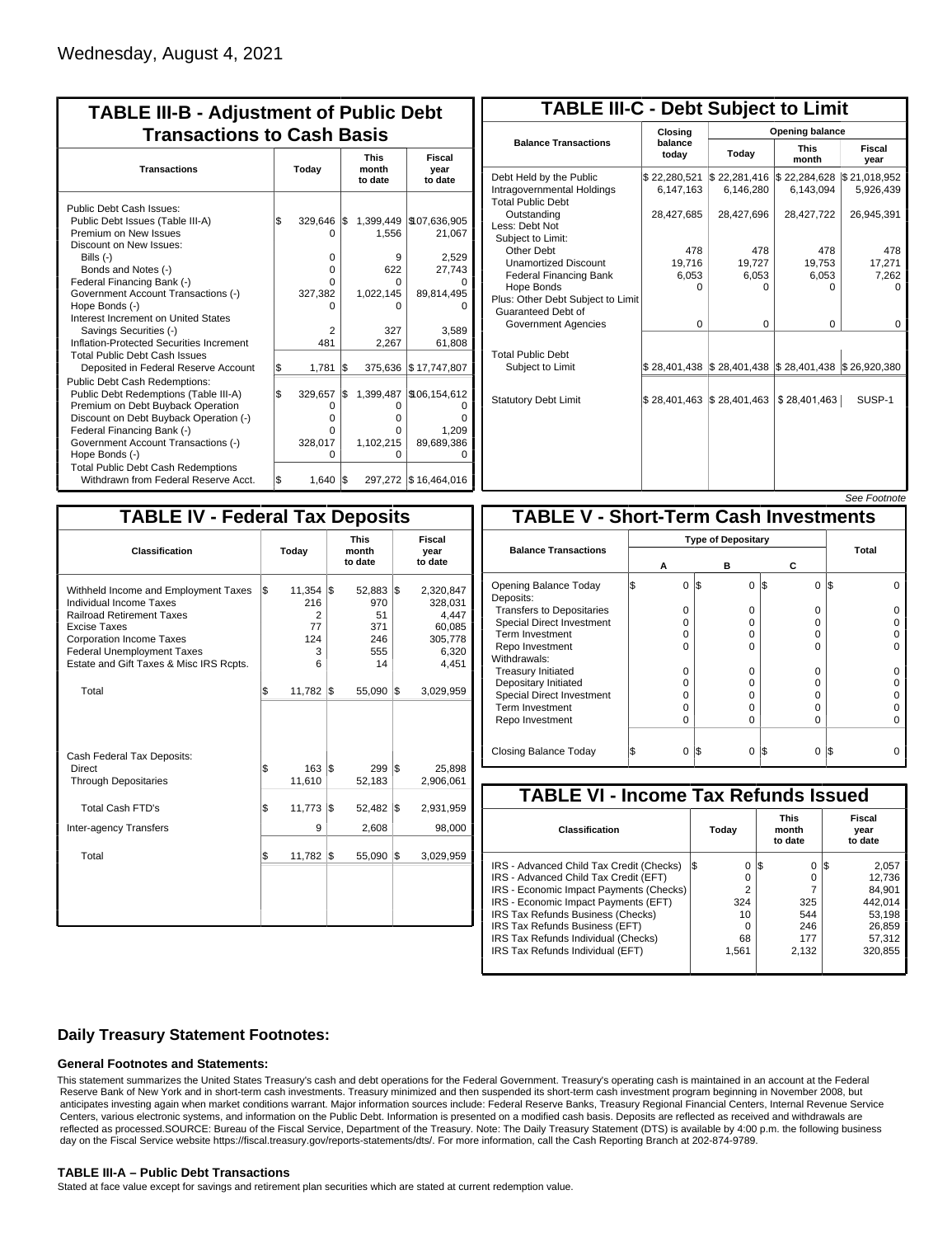Wednesday, August 4, 2021

## TABLE III-B - Adjustment of Public Debt Transactions to Cash Basis

| Transactions | Today | This month to date | Fiscal year to date |
|---|---|---|---|
| Public Debt Cash Issues: | | | |
| Public Debt Issues (Table III-A) | $ 329,646 | $ 1,399,449 | $ 107,636,905 |
| Premium on New Issues | 0 | 1,556 | 21,067 |
| Discount on New Issues: | | | |
| Bills (-) | 0 | 9 | 2,529 |
| Bonds and Notes (-) | 0 | 622 | 27,743 |
| Federal Financing Bank (-) | 0 | 0 | 0 |
| Government Account Transactions (-) | 327,382 | 1,022,145 | 89,814,495 |
| Hope Bonds (-) | 0 | 0 | 0 |
| Interest Increment on United States Savings Securities (-) | 2 | 327 | 3,589 |
| Inflation-Protected Securities Increment | 481 | 2,267 | 61,808 |
| Total Public Debt Cash Issues Deposited in Federal Reserve Account | $ 1,781 | $ 375,636 | $ 17,747,807 |
| Public Debt Cash Redemptions: | | | |
| Public Debt Redemptions (Table III-A) | $ 329,657 | $ 1,399,487 | $ 106,154,612 |
| Premium on Debt Buyback Operation | 0 | 0 | 0 |
| Discount on Debt Buyback Operation (-) | 0 | 0 | 0 |
| Federal Financing Bank (-) | 0 | 0 | 1,209 |
| Government Account Transactions (-) | 328,017 | 1,102,215 | 89,689,386 |
| Hope Bonds (-) | 0 | 0 | 0 |
| Total Public Debt Cash Redemptions Withdrawn from Federal Reserve Acct. | $ 1,640 | $ 297,272 | $ 16,464,016 |

## TABLE III-C - Debt Subject to Limit

| Balance Transactions | Closing balance today | Opening balance Today | Opening balance This month | Opening balance Fiscal year |
|---|---|---|---|---|
| Debt Held by the Public | $ 22,280,521 | $ 22,281,416 | $ 22,284,628 | $ 21,018,952 |
| Intragovernmental Holdings | 6,147,163 | 6,146,280 | 6,143,094 | 5,926,439 |
| Total Public Debt Outstanding | 28,427,685 | 28,427,696 | 28,427,722 | 26,945,391 |
| Less: Debt Not Subject to Limit: | | | | |
| Other Debt | 478 | 478 | 478 | 478 |
| Unamortized Discount | 19,716 | 19,727 | 19,753 | 17,271 |
| Federal Financing Bank | 6,053 | 6,053 | 6,053 | 7,262 |
| Hope Bonds | 0 | 0 | 0 | 0 |
| Plus: Other Debt Subject to Limit Guaranteed Debt of Government Agencies | 0 | 0 | 0 | 0 |
| Total Public Debt Subject to Limit | $ 28,401,438 | $ 28,401,438 | $ 28,401,438 | $ 26,920,380 |
| Statutory Debt Limit | $ 28,401,463 | $ 28,401,463 | $ 28,401,463 | SUSP-1 |

*See Footnote*

## TABLE IV - Federal Tax Deposits

| Classification | Today | This month to date | Fiscal year to date |
|---|---|---|---|
| Withheld Income and Employment Taxes | $ 11,354 | $ 52,883 | $ 2,320,847 |
| Individual Income Taxes | 216 | 970 | 328,031 |
| Railroad Retirement Taxes | 2 | 51 | 4,447 |
| Excise Taxes | 77 | 371 | 60,085 |
| Corporation Income Taxes | 124 | 246 | 305,778 |
| Federal Unemployment Taxes | 3 | 555 | 6,320 |
| Estate and Gift Taxes & Misc IRS Rcpts. | 6 | 14 | 4,451 |
| Total | $ 11,782 | $ 55,090 | $ 3,029,959 |
| Cash Federal Tax Deposits: | | | |
| Direct | $ 163 | $ 299 | $ 25,898 |
| Through Depositaries | 11,610 | 52,183 | 2,906,061 |
| Total Cash FTD's | $ 11,773 | $ 52,482 | $ 2,931,959 |
| Inter-agency Transfers | 9 | 2,608 | 98,000 |
| Total | $ 11,782 | $ 55,090 | $ 3,029,959 |

## TABLE V - Short-Term Cash Investments

| Balance Transactions | A | B | C | Total |
|---|---|---|---|---|
| Opening Balance Today | $ 0 | $ 0 | $ 0 | $ 0 |
| Deposits: | | | | |
| Transfers to Depositaries | 0 | 0 | 0 | 0 |
| Special Direct Investment | 0 | 0 | 0 | 0 |
| Term Investment | 0 | 0 | 0 | 0 |
| Repo Investment | 0 | 0 | 0 | 0 |
| Withdrawals: | | | | |
| Treasury Initiated | 0 | 0 | 0 | 0 |
| Depositary Initiated | 0 | 0 | 0 | 0 |
| Special Direct Investment | 0 | 0 | 0 | 0 |
| Term Investment | 0 | 0 | 0 | 0 |
| Repo Investment | 0 | 0 | 0 | 0 |
| Closing Balance Today | $ 0 | $ 0 | $ 0 | $ 0 |

## TABLE VI - Income Tax Refunds Issued

| Classification | Today | This month to date | Fiscal year to date |
|---|---|---|---|
| IRS - Advanced Child Tax Credit (Checks) | $ 0 | $ 0 | $ 2,057 |
| IRS - Advanced Child Tax Credit (EFT) | 0 | 0 | 12,736 |
| IRS - Economic Impact Payments (Checks) | 2 | 7 | 84,901 |
| IRS - Economic Impact Payments (EFT) | 324 | 325 | 442,014 |
| IRS Tax Refunds Business (Checks) | 10 | 544 | 53,198 |
| IRS Tax Refunds Business (EFT) | 0 | 246 | 26,859 |
| IRS Tax Refunds Individual (Checks) | 68 | 177 | 57,312 |
| IRS Tax Refunds Individual (EFT) | 1,561 | 2,132 | 320,855 |

## Daily Treasury Statement Footnotes:

### General Footnotes and Statements:

This statement summarizes the United States Treasury's cash and debt operations for the Federal Government. Treasury's operating cash is maintained in an account at the Federal Reserve Bank of New York and in short-term cash investments. Treasury minimized and then suspended its short-term cash investment program beginning in November 2008, but anticipates investing again when market conditions warrant. Major information sources include: Federal Reserve Banks, Treasury Regional Financial Centers, Internal Revenue Service Centers, various electronic systems, and information on the Public Debt. Information is presented on a modified cash basis. Deposits are reflected as received and withdrawals are reflected as processed.SOURCE: Bureau of the Fiscal Service, Department of the Treasury. Note: The Daily Treasury Statement (DTS) is available by 4:00 p.m. the following business day on the Fiscal Service website https://fiscal.treasury.gov/reports-statements/dts/. For more information, call the Cash Reporting Branch at 202-874-9789.

### TABLE III-A – Public Debt Transactions

Stated at face value except for savings and retirement plan securities which are stated at current redemption value.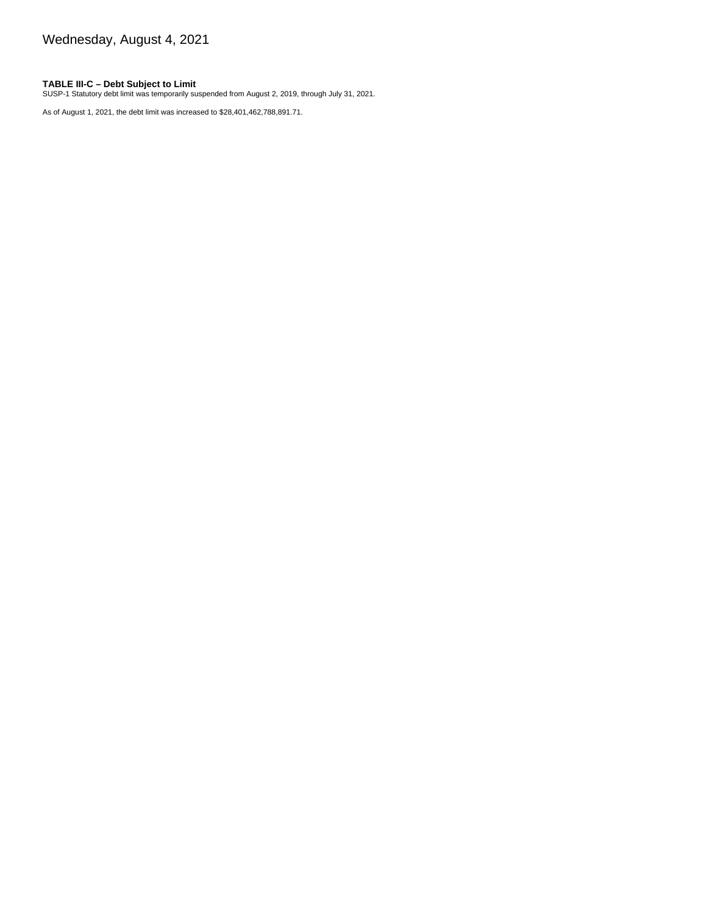Wednesday, August 4, 2021

**TABLE III-C – Debt Subject to Limit**

SUSP-1 Statutory debt limit was temporarily suspended from August 2, 2019, through July 31, 2021.

As of August 1, 2021, the debt limit was increased to $28,401,462,788,891.71.